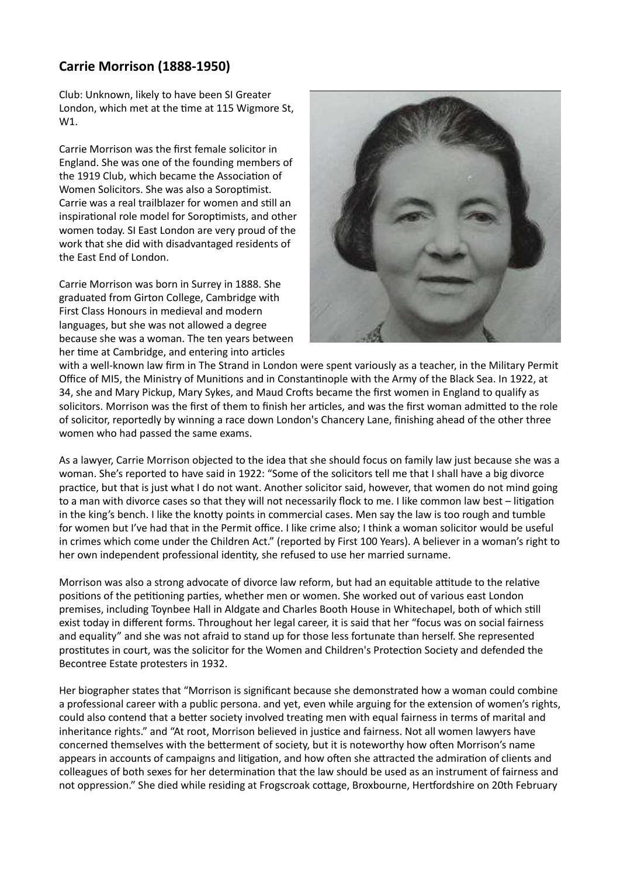## Carrie Morrison (1888-1950)

Club: Unknown, likely to have been SI Greater London, which met at the time at 115 Wigmore St, W1.

Carrie Morrison was the first female solicitor in England. She was one of the founding members of the 1919 Club, which became the Association of Women Solicitors. She was also a Soroptimist. Carrie was a real trailblazer for women and still an inspirational role model for Soroptimists, and other women today. SI East London are very proud of the work that she did with disadvantaged residents of the East End of London.

Carrie Morrison was born in Surrey in 1888. She graduated from Girton College, Cambridge with First Class Honours in medieval and modern languages, but she was not allowed a degree because she was a woman. The ten years between her time at Cambridge, and entering into articles with a well-known law firm in The Strand in London were spent variously as a teacher, in the Military Permit Office of MI5, the Ministry of Munitions and in Constantinople with the Army of the Black Sea. In 1922, at 34, she and Mary Pickup, Mary Sykes, and Maud Crofts became the first women in England to qualify as solicitors. Morrison was the first of them to finish her articles, and was the first woman admitted to the role of solicitor, reportedly by winning a race down London's Chancery Lane, finishing ahead of the other three women who had passed the same exams.

As a lawyer, Carrie Morrison objected to the idea that she should focus on family law just because she was a woman. She's reported to have said in 1922: "Some of the solicitors tell me that I shall have a big divorce practice, but that is just what I do not want. Another solicitor said, however, that women do not mind going to a man with divorce cases so that they will not necessarily flock to me. I like common law best – litigation in the king's bench. I like the knotty points in commercial cases. Men say the law is too rough and tumble for women but I've had that in the Permit office. I like crime also; I think a woman solicitor would be useful in crimes which come under the Children Act." (reported by First 100 Years). A believer in a woman's right to her own independent professional identity, she refused to use her married surname.

Morrison was also a strong advocate of divorce law reform, but had an equitable attitude to the relative positions of the petitioning parties, whether men or women. She worked out of various east London premises, including Toynbee Hall in Aldgate and Charles Booth House in Whitechapel, both of which still exist today in different forms. Throughout her legal career, it is said that her "focus was on social fairness and equality" and she was not afraid to stand up for those less fortunate than herself. She represented prostitutes in court, was the solicitor for the Women and Children's Protection Society and defended the Becontree Estate protesters in 1932.

Her biographer states that "Morrison is significant because she demonstrated how a woman could combine a professional career with a public persona. and yet, even while arguing for the extension of women's rights, could also contend that a better society involved treating men with equal fairness in terms of marital and inheritance rights." and "At root, Morrison believed in justice and fairness. Not all women lawyers have concerned themselves with the betterment of society, but it is noteworthy how often Morrison's name appears in accounts of campaigns and litigation, and how often she attracted the admiration of clients and colleagues of both sexes for her determination that the law should be used as an instrument of fairness and not oppression." She died while residing at Frogscroak cottage, Broxbourne, Hertfordshire on 20th February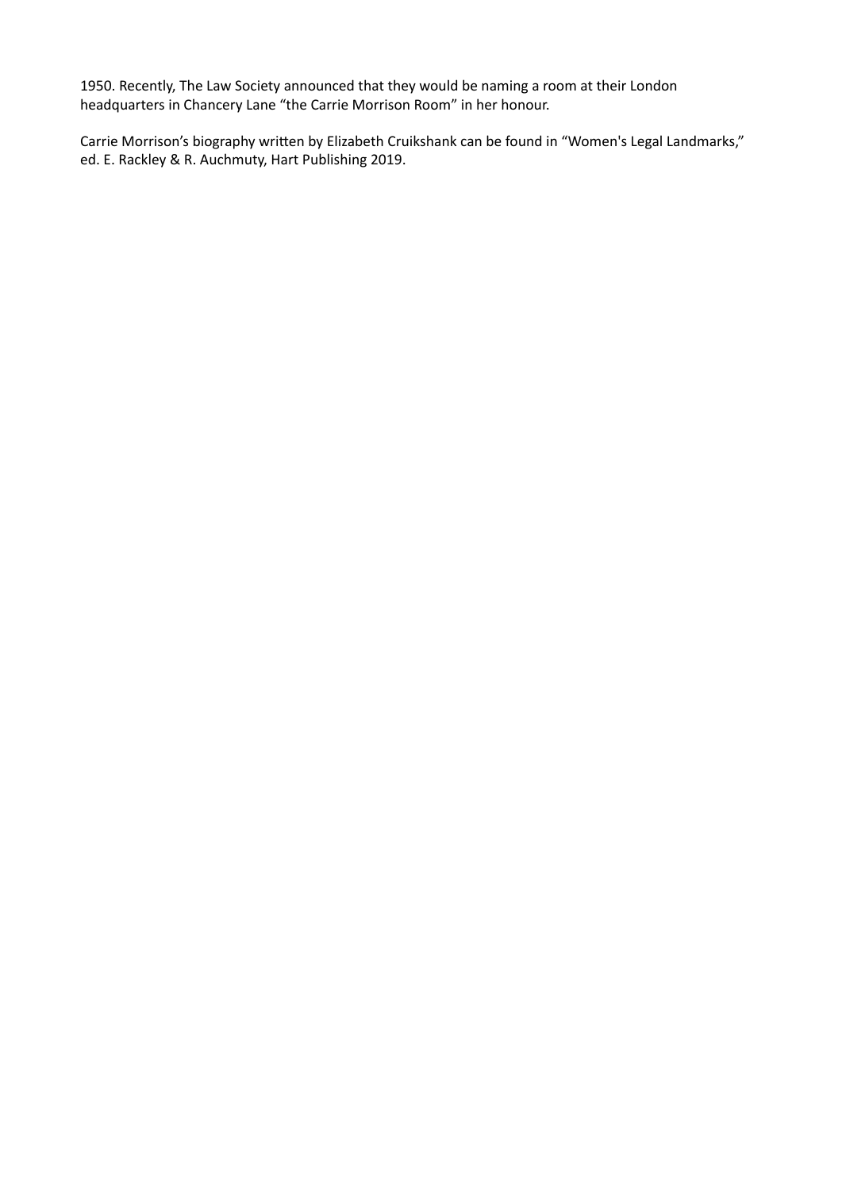1950. Recently, The Law Society announced that they would be naming a room at their London headquarters in Chancery Lane "the Carrie Morrison Room" in her honour.

Carrie Morrison's biography written by Elizabeth Cruikshank can be found in "Women's Legal Landmarks," ed. E. Rackley & R. Auchmuty, Hart Publishing 2019.